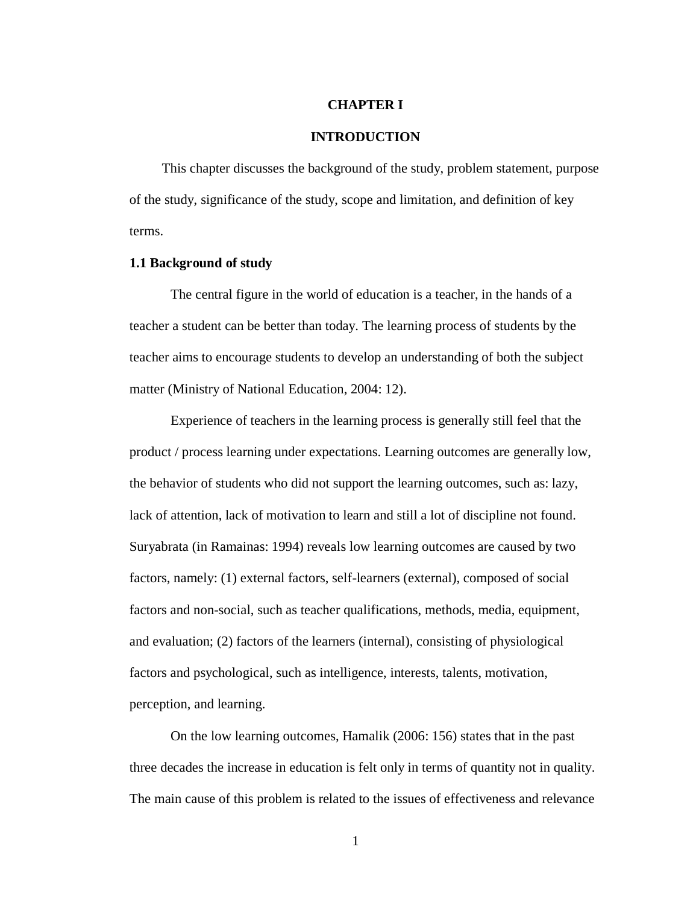# CHAPTER I

# INTRODUCTION

This chapter discusses the background of the study, problem statement, purpose of the study, significance of the study, scope and limitation, and definition of key terms.

## 1.1 Background of study

The central figure in the world of education is a teacher, in the hands of a teacher a student can be better than today. The learning process of students by the teacher aims to encourage students to develop an understanding of both the subject matter (Ministry of National Education, 2004: 12).

Experience of teachers in the learning process is generally still feel that the product / process learning under expectations. Learning outcomes are generally low, the behavior of students who did not support the learning outcomes, such as: lazy, lack of attention, lack of motivation to learn and still a lot of discipline not found. Suryabrata (in Ramainas: 1994) reveals low learning outcomes are caused by two factors, namely: (1) external factors, self-learners (external), composed of social factors and non-social, such as teacher qualifications, methods, media, equipment, and evaluation; (2) factors of the learners (internal), consisting of physiological factors and psychological, such as intelligence, interests, talents, motivation, perception, and learning.

On the low learning outcomes, Hamalik (2006: 156) states that in the past three decades the increase in education is felt only in terms of quantity not in quality. The main cause of this problem is related to the issues of effectiveness and relevance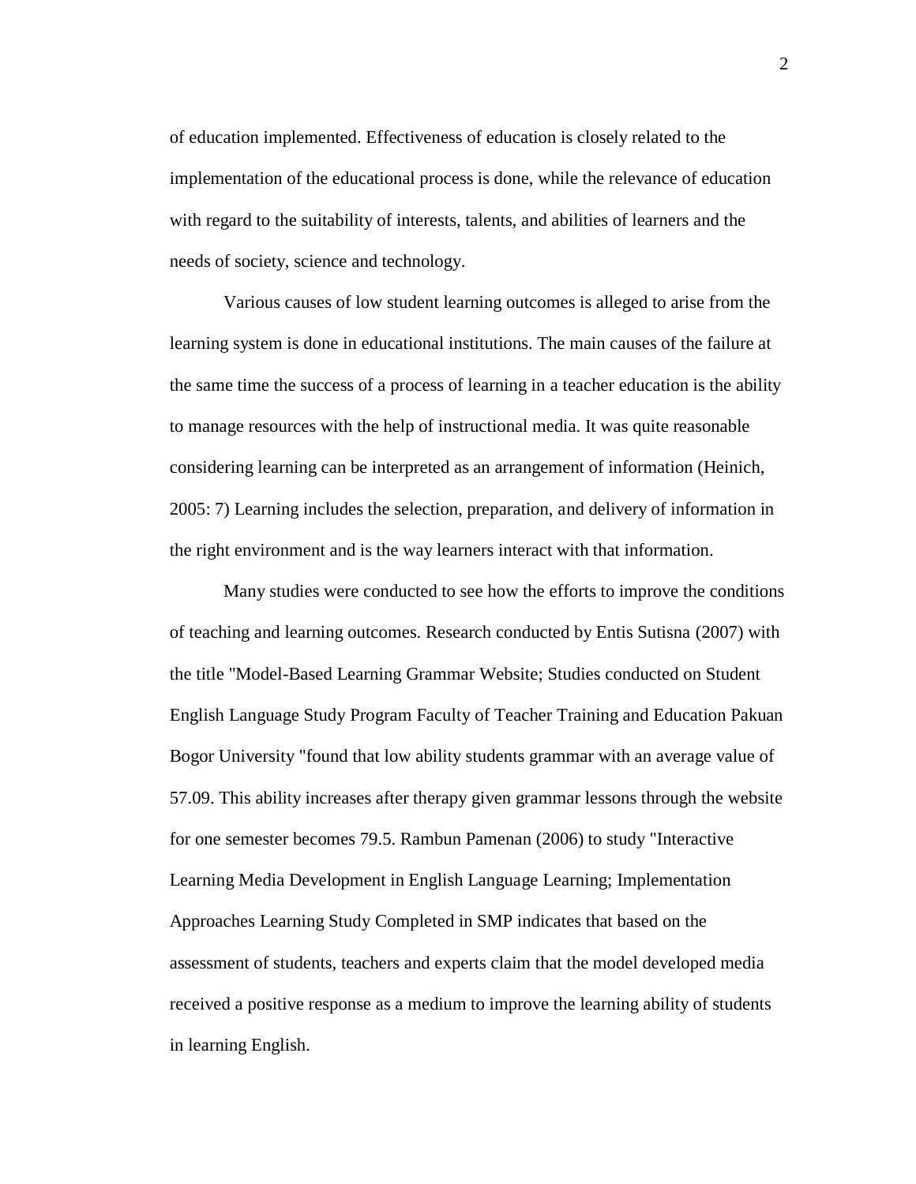of education implemented. Effectiveness of education is closely related to the implementation of the educational process is done, while the relevance of education with regard to the suitability of interests, talents, and abilities of learners and the needs of society, science and technology.

Various causes of low student learning outcomes is alleged to arise from the learning system is done in educational institutions. The main causes of the failure at the same time the success of a process of learning in a teacher education is the ability to manage resources with the help of instructional media. It was quite reasonable considering learning can be interpreted as an arrangement of information (Heinich, 2005: 7) Learning includes the selection, preparation, and delivery of information in the right environment and is the way learners interact with that information.

Many studies were conducted to see how the efforts to improve the conditions of teaching and learning outcomes. Research conducted by Entis Sutisna (2007) with the title "Model-Based Learning Grammar Website; Studies conducted on Student English Language Study Program Faculty of Teacher Training and Education Pakuan Bogor University "found that low ability students grammar with an average value of 57.09. This ability increases after therapy given grammar lessons through the website for one semester becomes 79.5. Rambun Pamenan (2006) to study "Interactive Learning Media Development in English Language Learning; Implementation Approaches Learning Study Completed in SMP indicates that based on the assessment of students, teachers and experts claim that the model developed media received a positive response as a medium to improve the learning ability of students in learning English.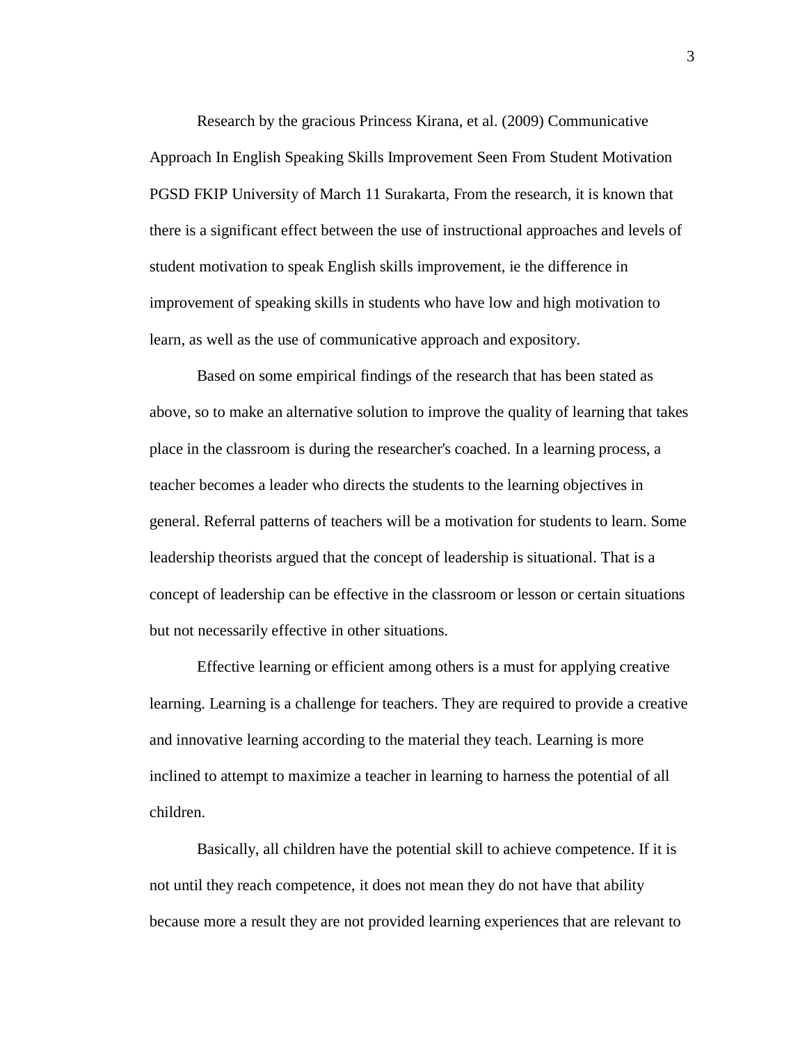Research by the gracious Princess Kirana, et al. (2009) Communicative Approach In English Speaking Skills Improvement Seen From Student Motivation PGSD FKIP University of March 11 Surakarta, From the research, it is known that there is a significant effect between the use of instructional approaches and levels of student motivation to speak English skills improvement, ie the difference in improvement of speaking skills in students who have low and high motivation to learn, as well as the use of communicative approach and expository.

Based on some empirical findings of the research that has been stated as above, so to make an alternative solution to improve the quality of learning that takes place in the classroom is during the researcher's coached. In a learning process, a teacher becomes a leader who directs the students to the learning objectives in general. Referral patterns of teachers will be a motivation for students to learn. Some leadership theorists argued that the concept of leadership is situational. That is a concept of leadership can be effective in the classroom or lesson or certain situations but not necessarily effective in other situations.

Effective learning or efficient among others is a must for applying creative learning. Learning is a challenge for teachers. They are required to provide a creative and innovative learning according to the material they teach. Learning is more inclined to attempt to maximize a teacher in learning to harness the potential of all children.

Basically, all children have the potential skill to achieve competence. If it is not until they reach competence, it does not mean they do not have that ability because more a result they are not provided learning experiences that are relevant to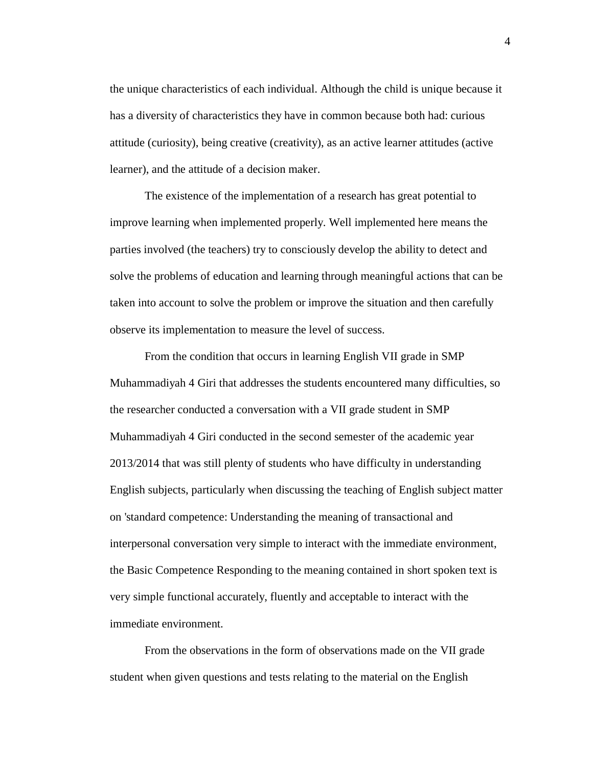the unique characteristics of each individual. Although the child is unique because it has a diversity of characteristics they have in common because both had: curious attitude (curiosity), being creative (creativity), as an active learner attitudes (active learner), and the attitude of a decision maker.

The existence of the implementation of a research has great potential to improve learning when implemented properly. Well implemented here means the parties involved (the teachers) try to consciously develop the ability to detect and solve the problems of education and learning through meaningful actions that can be taken into account to solve the problem or improve the situation and then carefully observe its implementation to measure the level of success.

From the condition that occurs in learning English VII grade in SMP Muhammadiyah 4 Giri that addresses the students encountered many difficulties, so the researcher conducted a conversation with a VII grade student in SMP Muhammadiyah 4 Giri conducted in the second semester of the academic year 2013/2014 that was still plenty of students who have difficulty in understanding English subjects, particularly when discussing the teaching of English subject matter on 'standard competence: Understanding the meaning of transactional and interpersonal conversation very simple to interact with the immediate environment, the Basic Competence Responding to the meaning contained in short spoken text is very simple functional accurately, fluently and acceptable to interact with the immediate environment.

From the observations in the form of observations made on the VII grade student when given questions and tests relating to the material on the English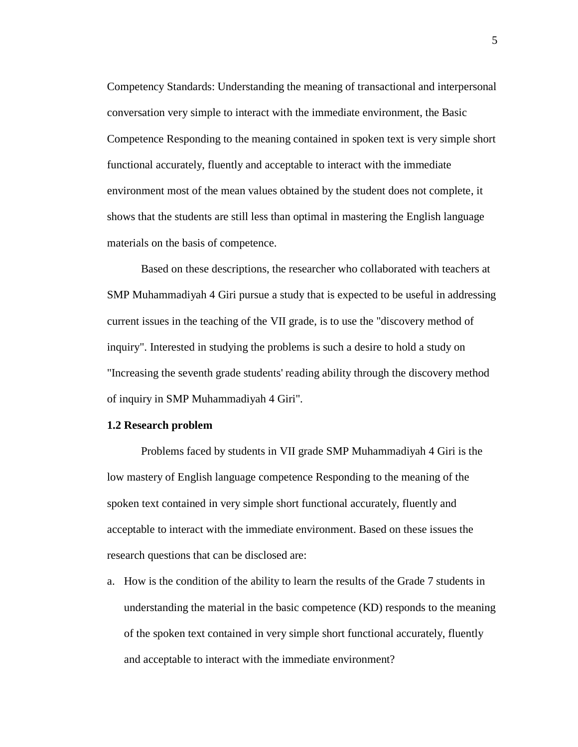Competency Standards: Understanding the meaning of transactional and interpersonal conversation very simple to interact with the immediate environment, the Basic Competence Responding to the meaning contained in spoken text is very simple short functional accurately, fluently and acceptable to interact with the immediate environment most of the mean values obtained by the student does not complete, it shows that the students are still less than optimal in mastering the English language materials on the basis of competence.

Based on these descriptions, the researcher who collaborated with teachers at SMP Muhammadiyah 4 Giri pursue a study that is expected to be useful in addressing current issues in the teaching of the VII grade, is to use the "discovery method of inquiry". Interested in studying the problems is such a desire to hold a study on "Increasing the seventh grade students' reading ability through the discovery method of inquiry in SMP Muhammadiyah 4 Giri".

**1.2 Research problem**

Problems faced by students in VII grade SMP Muhammadiyah 4 Giri is the low mastery of English language competence Responding to the meaning of the spoken text contained in very simple short functional accurately, fluently and acceptable to interact with the immediate environment. Based on these issues the research questions that can be disclosed are:

a. How is the condition of the ability to learn the results of the Grade 7 students in understanding the material in the basic competence (KD) responds to the meaning of the spoken text contained in very simple short functional accurately, fluently and acceptable to interact with the immediate environment?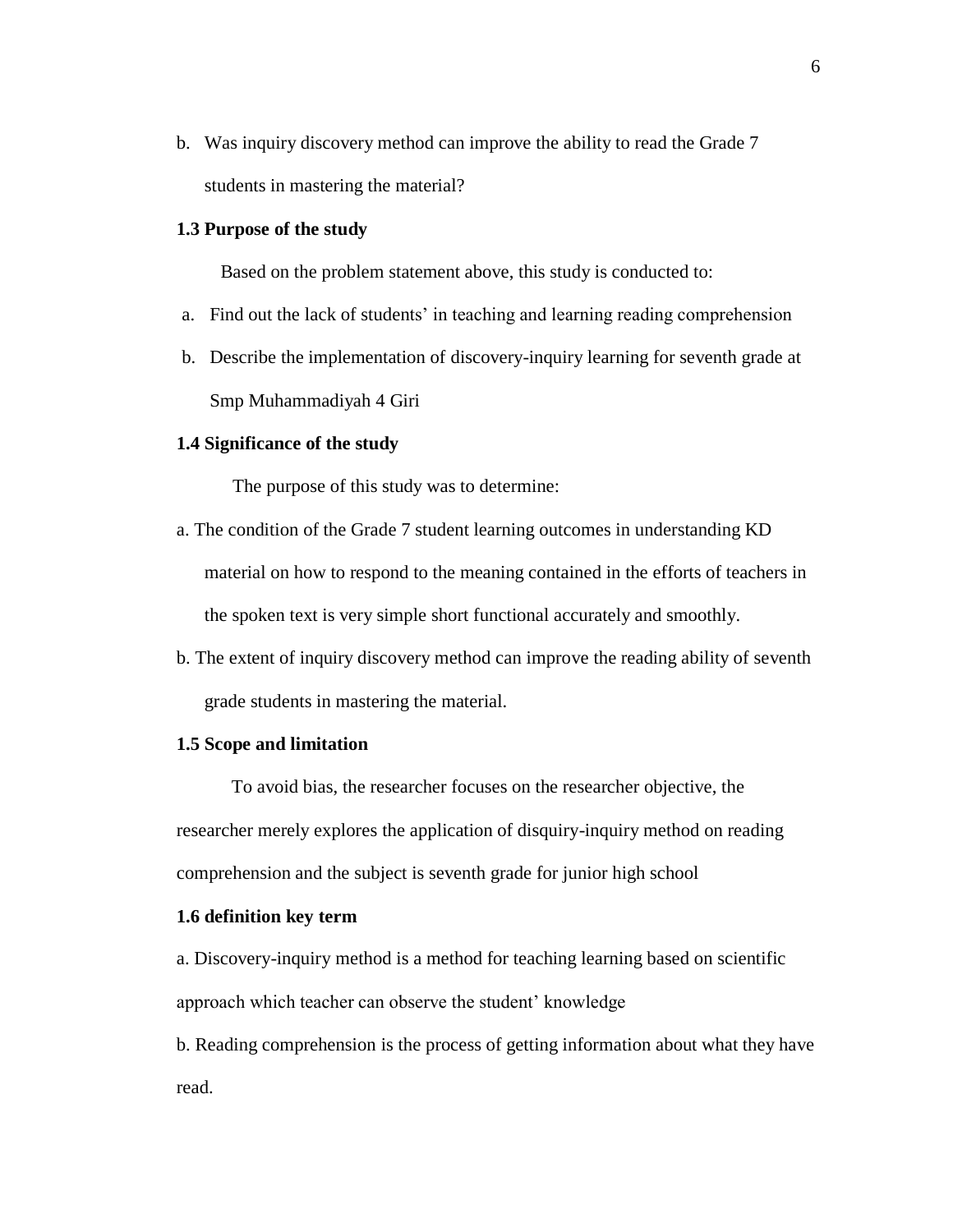b. Was inquiry discovery method can improve the ability to read the Grade 7 students in mastering the material?

**1.3 Purpose of the study**

Based on the problem statement above, this study is conducted to:

a. Find out the lack of students' in teaching and learning reading comprehension

b. Describe the implementation of discovery-inquiry learning for seventh grade at Smp Muhammadiyah 4 Giri

**1.4 Significance of the study**

The purpose of this study was to determine:

a. The condition of the Grade 7 student learning outcomes in understanding KD material on how to respond to the meaning contained in the efforts of teachers in the spoken text is very simple short functional accurately and smoothly.

b. The extent of inquiry discovery method can improve the reading ability of seventh grade students in mastering the material.

**1.5 Scope and limitation**

To avoid bias, the researcher focuses on the researcher objective, the researcher merely explores the application of disquiry-inquiry method on reading comprehension and the subject is seventh grade for junior high school

**1.6 definition key term**

a. Discovery-inquiry method is a method for teaching learning based on scientific approach which teacher can observe the student' knowledge

b. Reading comprehension is the process of getting information about what they have read.